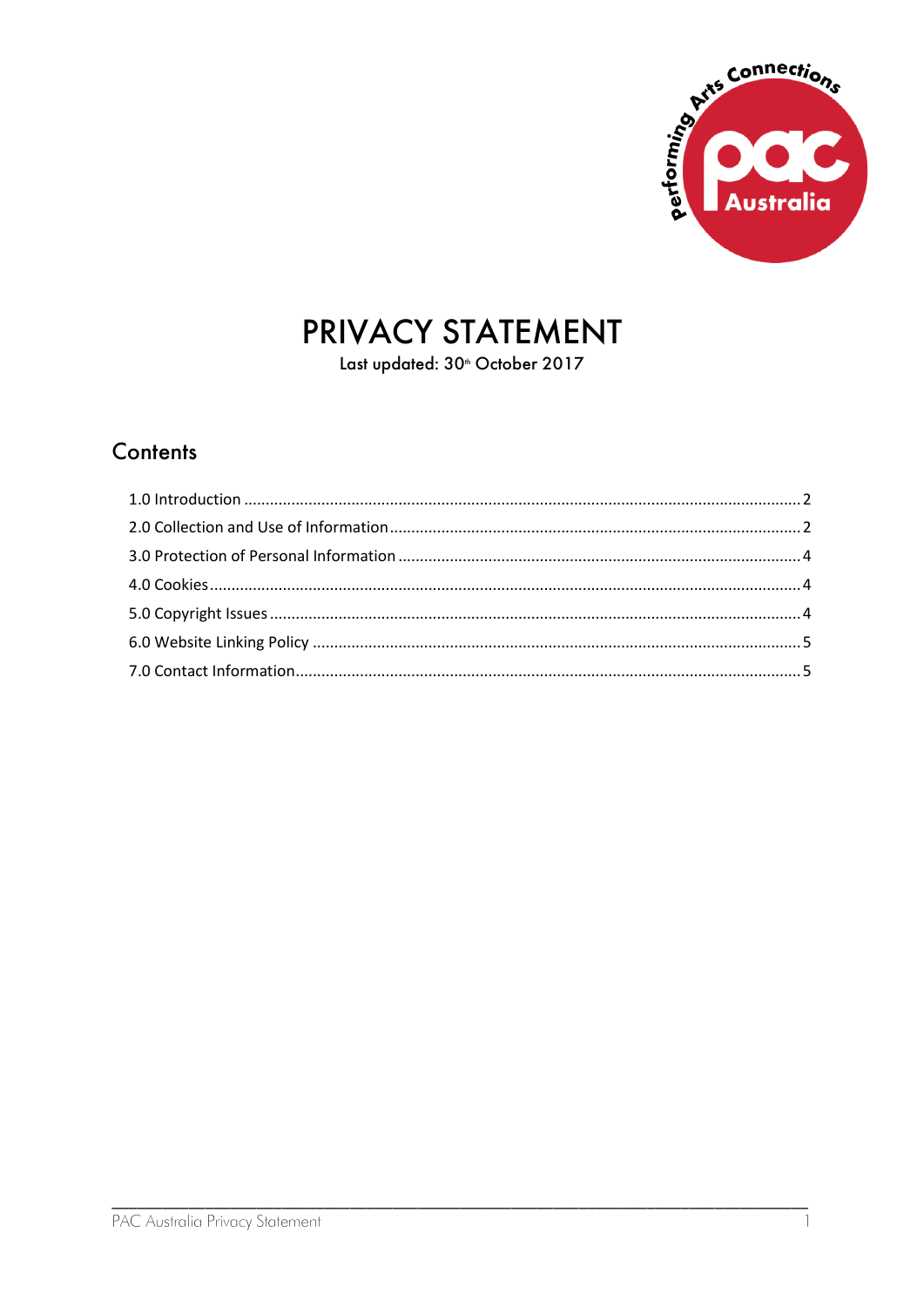# PRIVACY STATEMENT

Last updated: 30th October 2017

## Contents

1.0 Introduction ..... 2
2.0 Collection and Use of Information ..... 2
3.0 Protection of Personal Information ..... 4
4.0 Cookies ..... 4
5.0 Copyright Issues ..... 4
6.0 Website Linking Policy ..... 5
7.0 Contact Information ..... 5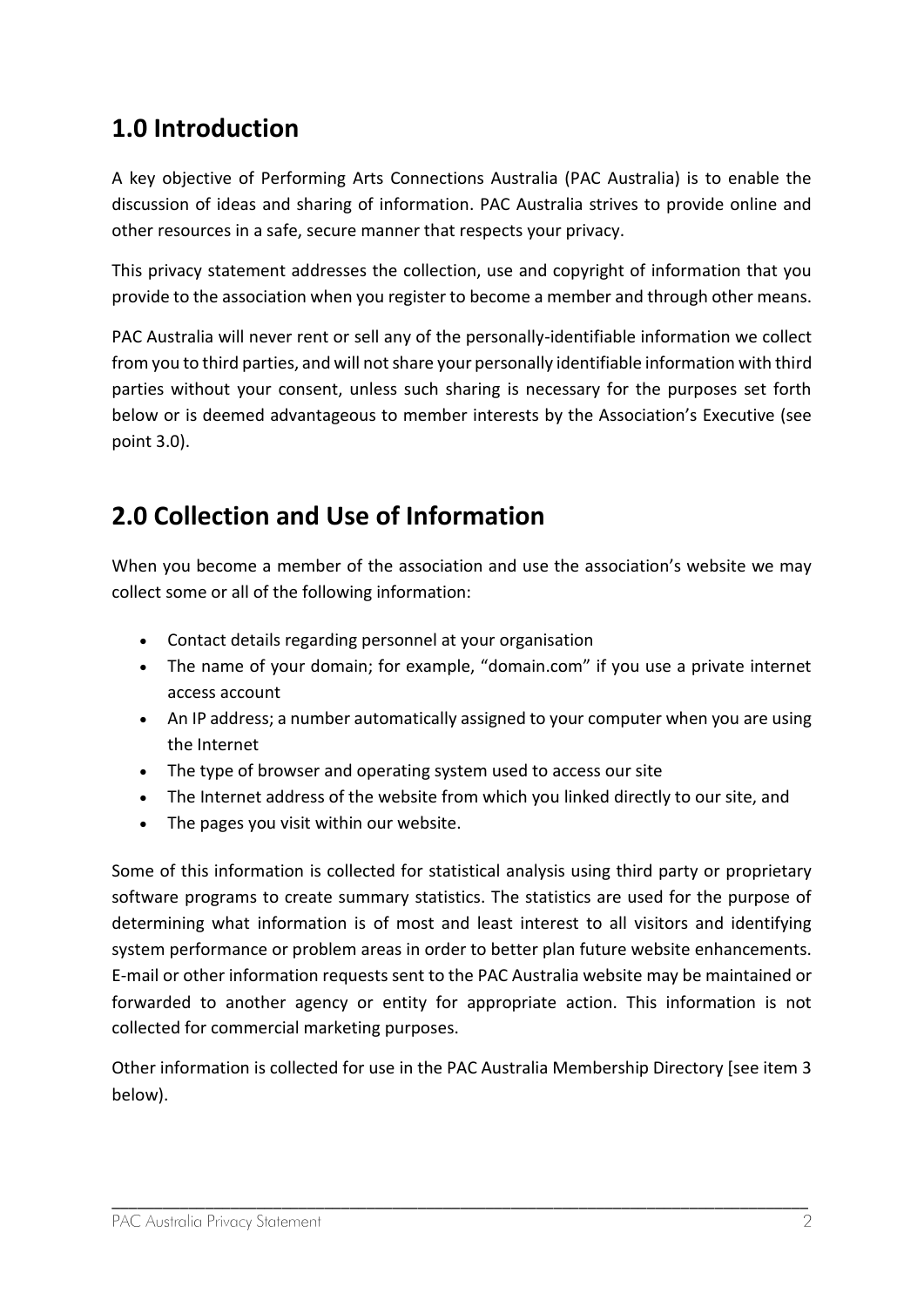## 1.0 Introduction

A key objective of Performing Arts Connections Australia (PAC Australia) is to enable the discussion of ideas and sharing of information. PAC Australia strives to provide online and other resources in a safe, secure manner that respects your privacy.

This privacy statement addresses the collection, use and copyright of information that you provide to the association when you register to become a member and through other means.

PAC Australia will never rent or sell any of the personally-identifiable information we collect from you to third parties, and will not share your personally identifiable information with third parties without your consent, unless such sharing is necessary for the purposes set forth below or is deemed advantageous to member interests by the Association's Executive (see point 3.0).

## 2.0 Collection and Use of Information

When you become a member of the association and use the association's website we may collect some or all of the following information:

- Contact details regarding personnel at your organisation
- The name of your domain; for example, "domain.com" if you use a private internet access account
- An IP address; a number automatically assigned to your computer when you are using the Internet
- The type of browser and operating system used to access our site
- The Internet address of the website from which you linked directly to our site, and
- The pages you visit within our website.

Some of this information is collected for statistical analysis using third party or proprietary software programs to create summary statistics. The statistics are used for the purpose of determining what information is of most and least interest to all visitors and identifying system performance or problem areas in order to better plan future website enhancements. E-mail or other information requests sent to the PAC Australia website may be maintained or forwarded to another agency or entity for appropriate action. This information is not collected for commercial marketing purposes.

Other information is collected for use in the PAC Australia Membership Directory [see item 3 below).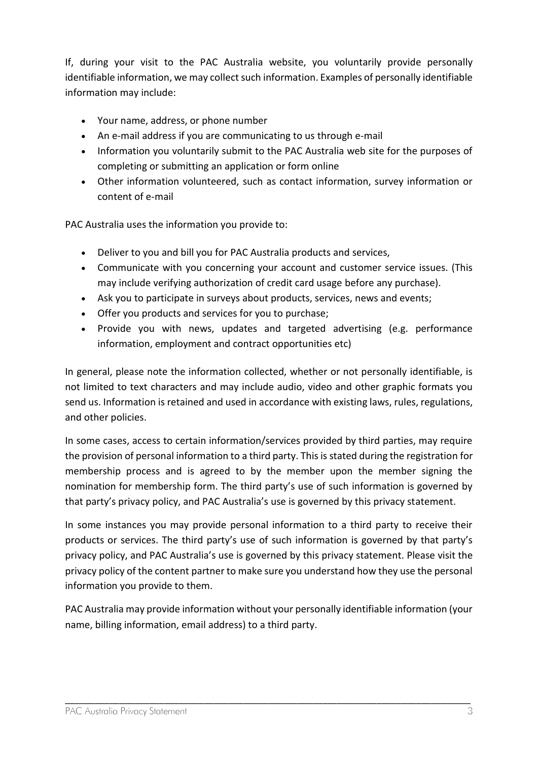If, during your visit to the PAC Australia website, you voluntarily provide personally identifiable information, we may collect such information. Examples of personally identifiable information may include:

- Your name, address, or phone number
- An e-mail address if you are communicating to us through e-mail
- Information you voluntarily submit to the PAC Australia web site for the purposes of completing or submitting an application or form online
- Other information volunteered, such as contact information, survey information or content of e-mail

PAC Australia uses the information you provide to:

- Deliver to you and bill you for PAC Australia products and services,
- Communicate with you concerning your account and customer service issues. (This may include verifying authorization of credit card usage before any purchase).
- Ask you to participate in surveys about products, services, news and events;
- Offer you products and services for you to purchase;
- Provide you with news, updates and targeted advertising (e.g. performance information, employment and contract opportunities etc)

In general, please note the information collected, whether or not personally identifiable, is not limited to text characters and may include audio, video and other graphic formats you send us. Information is retained and used in accordance with existing laws, rules, regulations, and other policies.

In some cases, access to certain information/services provided by third parties, may require the provision of personal information to a third party. This is stated during the registration for membership process and is agreed to by the member upon the member signing the nomination for membership form. The third party's use of such information is governed by that party's privacy policy, and PAC Australia's use is governed by this privacy statement.

In some instances you may provide personal information to a third party to receive their products or services. The third party's use of such information is governed by that party's privacy policy, and PAC Australia's use is governed by this privacy statement. Please visit the privacy policy of the content partner to make sure you understand how they use the personal information you provide to them.

PAC Australia may provide information without your personally identifiable information (your name, billing information, email address) to a third party.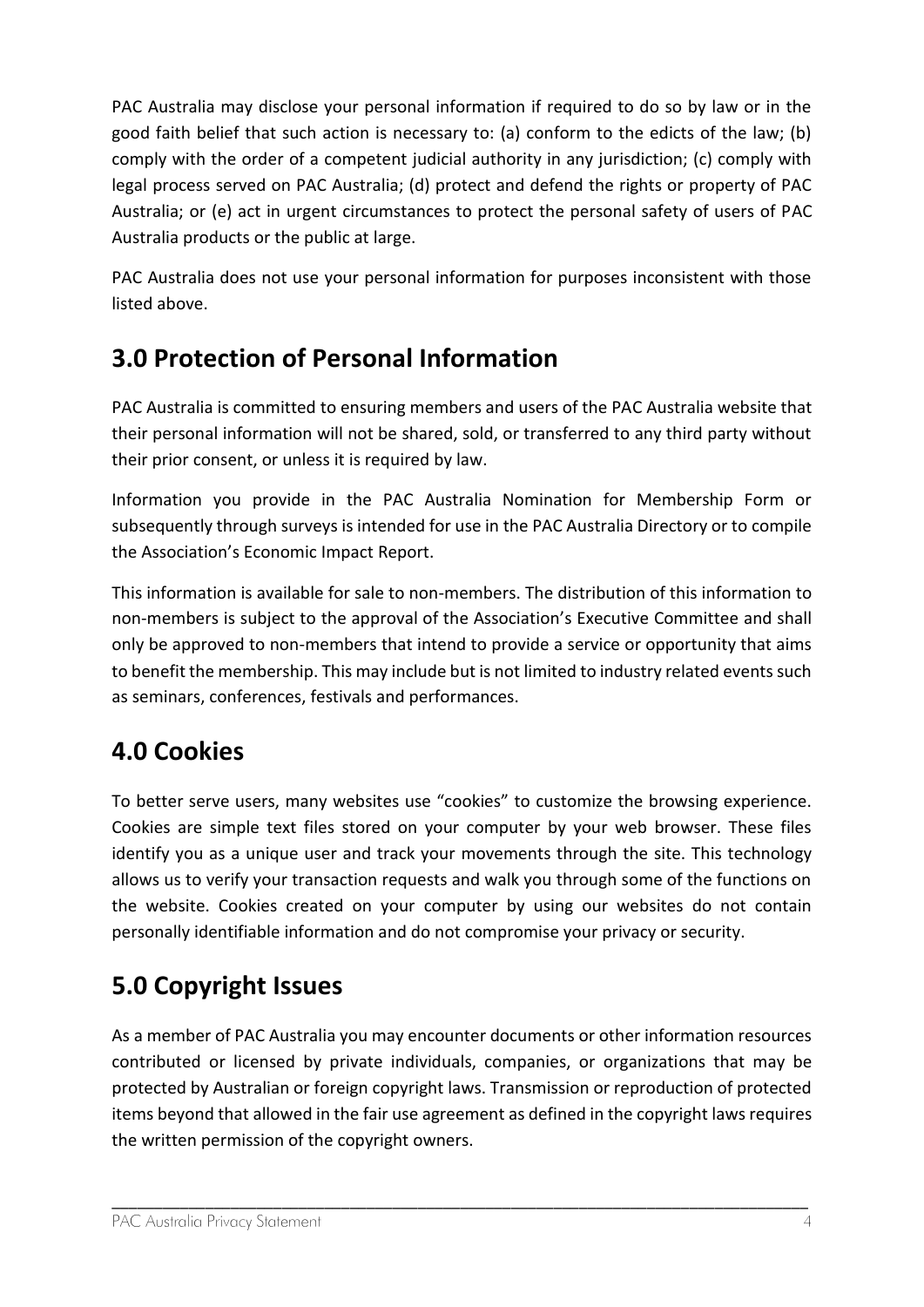PAC Australia may disclose your personal information if required to do so by law or in the good faith belief that such action is necessary to: (a) conform to the edicts of the law; (b) comply with the order of a competent judicial authority in any jurisdiction; (c) comply with legal process served on PAC Australia; (d) protect and defend the rights or property of PAC Australia; or (e) act in urgent circumstances to protect the personal safety of users of PAC Australia products or the public at large.

PAC Australia does not use your personal information for purposes inconsistent with those listed above.

## 3.0 Protection of Personal Information

PAC Australia is committed to ensuring members and users of the PAC Australia website that their personal information will not be shared, sold, or transferred to any third party without their prior consent, or unless it is required by law.

Information you provide in the PAC Australia Nomination for Membership Form or subsequently through surveys is intended for use in the PAC Australia Directory or to compile the Association's Economic Impact Report.

This information is available for sale to non-members. The distribution of this information to non-members is subject to the approval of the Association's Executive Committee and shall only be approved to non-members that intend to provide a service or opportunity that aims to benefit the membership. This may include but is not limited to industry related events such as seminars, conferences, festivals and performances.

## 4.0 Cookies

To better serve users, many websites use "cookies" to customize the browsing experience. Cookies are simple text files stored on your computer by your web browser. These files identify you as a unique user and track your movements through the site. This technology allows us to verify your transaction requests and walk you through some of the functions on the website. Cookies created on your computer by using our websites do not contain personally identifiable information and do not compromise your privacy or security.

## 5.0 Copyright Issues

As a member of PAC Australia you may encounter documents or other information resources contributed or licensed by private individuals, companies, or organizations that may be protected by Australian or foreign copyright laws. Transmission or reproduction of protected items beyond that allowed in the fair use agreement as defined in the copyright laws requires the written permission of the copyright owners.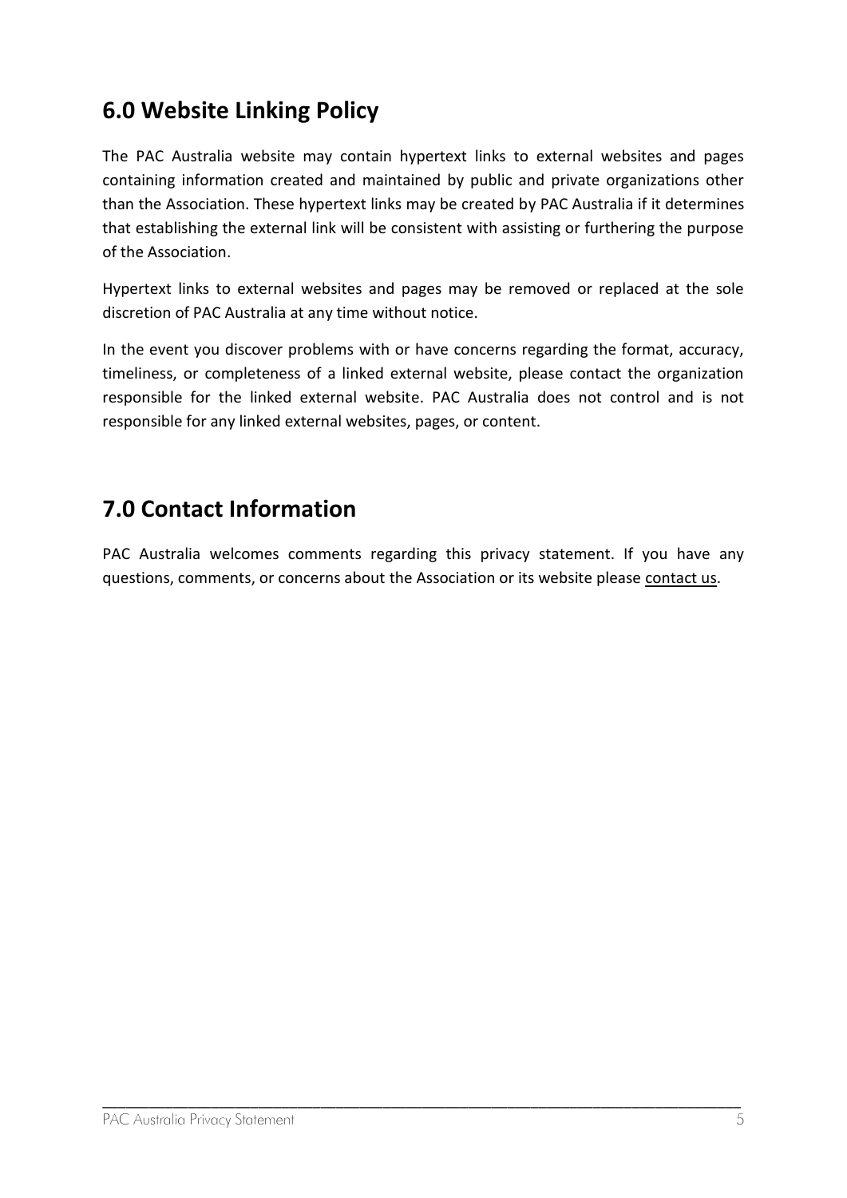## 6.0 Website Linking Policy

The PAC Australia website may contain hypertext links to external websites and pages containing information created and maintained by public and private organizations other than the Association. These hypertext links may be created by PAC Australia if it determines that establishing the external link will be consistent with assisting or furthering the purpose of the Association.

Hypertext links to external websites and pages may be removed or replaced at the sole discretion of PAC Australia at any time without notice.

In the event you discover problems with or have concerns regarding the format, accuracy, timeliness, or completeness of a linked external website, please contact the organization responsible for the linked external website. PAC Australia does not control and is not responsible for any linked external websites, pages, or content.

## 7.0 Contact Information

PAC Australia welcomes comments regarding this privacy statement. If you have any questions, comments, or concerns about the Association or its website please contact us.